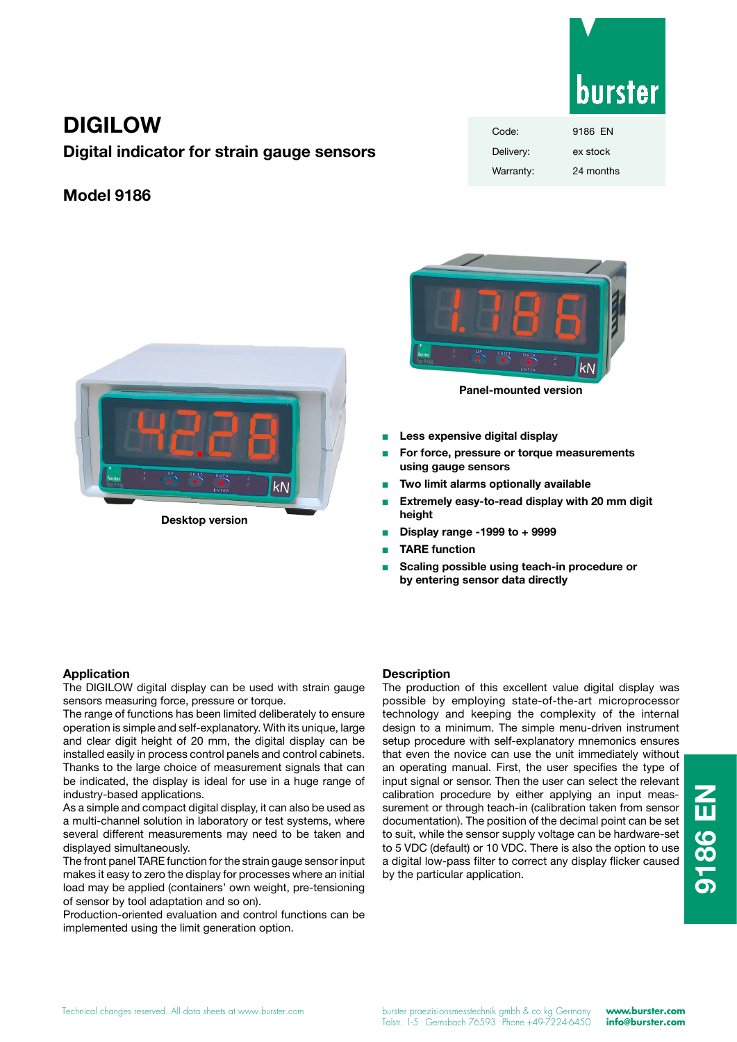# DIGILOW

## Digital indicator for strain gauge sensors

## Model 9186

| Code: | 9186 EN |
| --- | --- |
| Delivery: | ex stock |
| Warranty: | 24 months |

Panel-mounted version

Desktop version

- **Less expensive digital display**
- **For force, pressure or torque measurements using gauge sensors**
- **Two limit alarms optionally available**
- **Extremely easy-to-read display with 20 mm digit height**
- **Display range -1999 to + 9999**
- **TARE function**
- **Scaling possible using teach-in procedure or by entering sensor data directly**

### Application

The DIGILOW digital display can be used with strain gauge sensors measuring force, pressure or torque.

The range of functions has been limited deliberately to ensure operation is simple and self-explanatory. With its unique, large and clear digit height of 20 mm, the digital display can be installed easily in process control panels and control cabinets. Thanks to the large choice of measurement signals that can be indicated, the display is ideal for use in a huge range of industry-based applications.

As a simple and compact digital display, it can also be used as a multi-channel solution in laboratory or test systems, where several different measurements may need to be taken and displayed simultaneously.

The front panel TARE function for the strain gauge sensor input makes it easy to zero the display for processes where an initial load may be applied (containers' own weight, pre-tensioning of sensor by tool adaptation and so on).

Production-oriented evaluation and control functions can be implemented using the limit generation option.

### Description

The production of this excellent value digital display was possible by employing state-of-the-art microprocessor technology and keeping the complexity of the internal design to a minimum. The simple menu-driven instrument setup procedure with self-explanatory mnemonics ensures that even the novice can use the unit immediately without an operating manual. First, the user specifies the type of input signal or sensor. Then the user can select the relevant calibration procedure by either applying an input measurement or through teach-in (calibration taken from sensor documentation). The position of the decimal point can be set to suit, while the sensor supply voltage can be hardware-set to 5 VDC (default) or 10 VDC. There is also the option to use a digital low-pass filter to correct any display flicker caused by the particular application.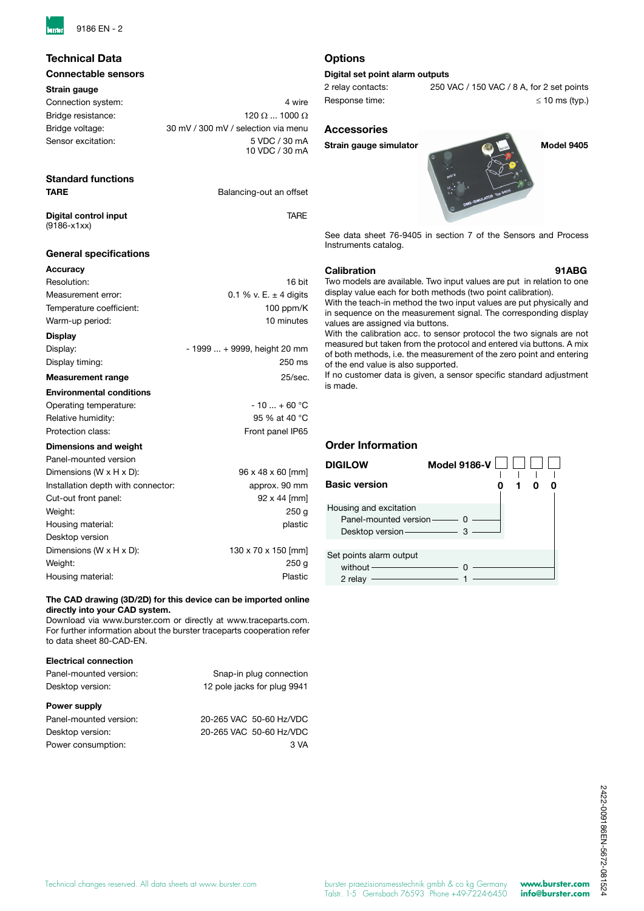## Technical Data

### Connectable sensors

**Strain gauge**

| | |
|---|---|
| Connection system: | 4 wire |
| Bridge resistance: | 120 Ω ... 1000 Ω |
| Bridge voltage: | 30 mV / 300 mV / selection via menu |
| Sensor excitation: | 5 VDC / 30 mA<br>10 VDC / 30 mA |

### Standard functions

| | |
|---|---|
| **TARE** | Balancing-out an offset |
| **Digital control input** (9186-x1xx) | TARE |

### General specifications

**Accuracy**

| | |
|---|---|
| Resolution: | 16 bit |
| Measurement error: | 0.1 % v. E. ± 4 digits |
| Temperature coefficient: | 100 ppm/K |
| Warm-up period: | 10 minutes |

**Display**

| | |
|---|---|
| Display: | - 1999 ... + 9999, height 20 mm |
| Display timing: | 250 ms |
| **Measurement range** | 25/sec. |

**Environmental conditions**

| | |
|---|---|
| Operating temperature: | - 10 ... + 60 °C |
| Relative humidity: | 95 % at 40 °C |
| Protection class: | Front panel IP65 |

**Dimensions and weight**

Panel-mounted version

| | |
|---|---|
| Dimensions (W x H x D): | 96 x 48 x 60 [mm] |
| Installation depth with connector: | approx. 90 mm |
| Cut-out front panel: | 92 x 44 [mm] |
| Weight: | 250 g |
| Housing material: | plastic |

Desktop version

| | |
|---|---|
| Dimensions (W x H x D): | 130 x 70 x 150 [mm] |
| Weight: | 250 g |
| Housing material: | Plastic |

**The CAD drawing (3D/2D) for this device can be imported online directly into your CAD system.**
Download via www.burster.com or directly at www.traceparts.com. For further information about the burster traceparts cooperation refer to data sheet 80-CAD-EN.

**Electrical connection**

| | |
|---|---|
| Panel-mounted version: | Snap-in plug connection |
| Desktop version: | 12 pole jacks for plug 9941 |

**Power supply**

| | |
|---|---|
| Panel-mounted version: | 20-265 VAC 50-60 Hz/VDC |
| Desktop version: | 20-265 VAC 50-60 Hz/VDC |
| Power consumption: | 3 VA |

## Options

**Digital set point alarm outputs**

| | |
|---|---|
| 2 relay contacts: | 250 VAC / 150 VAC / 8 A, for 2 set points |
| Response time: | ≤ 10 ms (typ.) |

## Accessories

**Strain gauge simulator** — **Model 9405**

See data sheet 76-9405 in section 7 of the Sensors and Process Instruments catalog.

### Calibration — 91ABG

Two models are available. Two input values are put in relation to one display value each for both methods (two point calibration).
With the teach-in method the two input values are put physically and in sequence on the measurement signal. The corresponding display values are assigned via buttons.
With the calibration acc. to sensor protocol the two signals are not measured but taken from the protocol and entered via buttons. A mix of both methods, i.e. the measurement of the zero point and entering of the end value is also supported.
If no customer data is given, a sensor specific standard adjustment is made.

## Order Information

**DIGILOW** — **Model 9186-V** □ □ □ □

**Basic version**: 0 1 0 0

Housing and excitation
- Panel-mounted version — 0
- Desktop version — 3

Set points alarm output
- without — 0
- 2 relay — 1